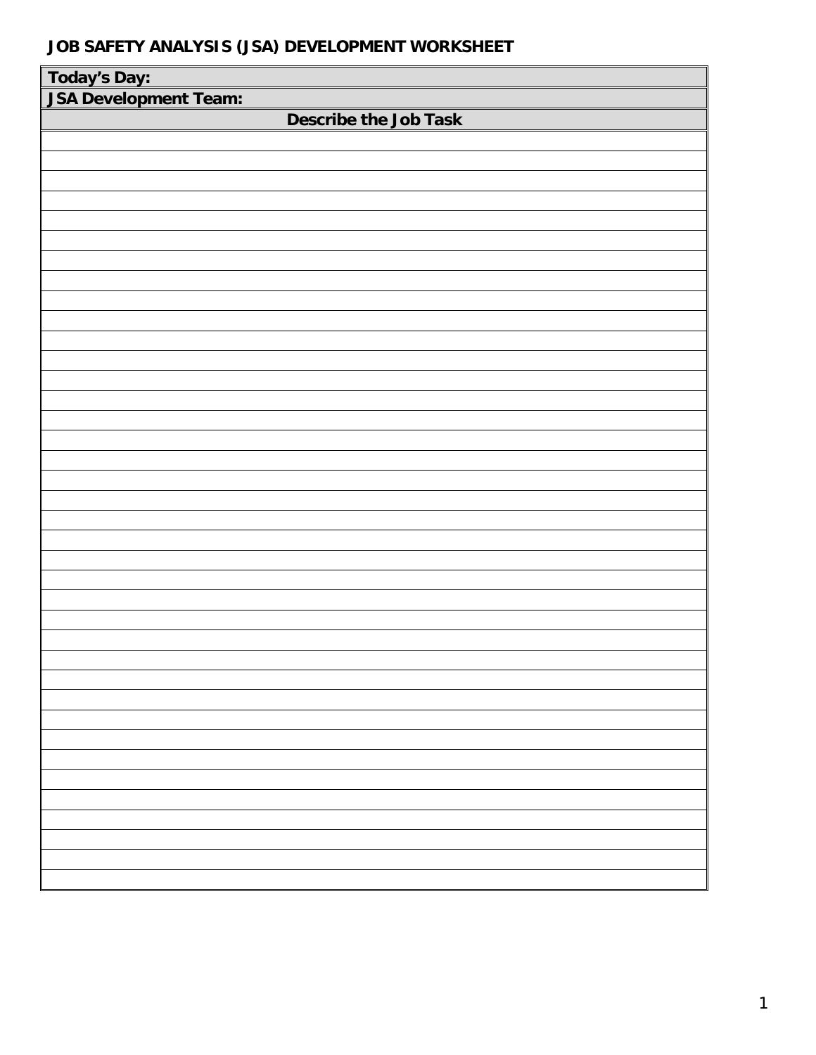# JOB SAFETY ANALYSIS (JSA) DEVELOPMENT WORKSHEET

| **Today's Day:** |
|---|
| **JSA Development Team:** |
| **Describe the Job Task** |
| |
| |
| |
| |
| |
| |
| |
| |
| |
| |
| |
| |
| |
| |
| |
| |
| |
| |
| |
| |
| |
| |
| |
| |
| |
| |
| |
| |
| |
| |
| |
| |
| |
| |
| |
| |
| |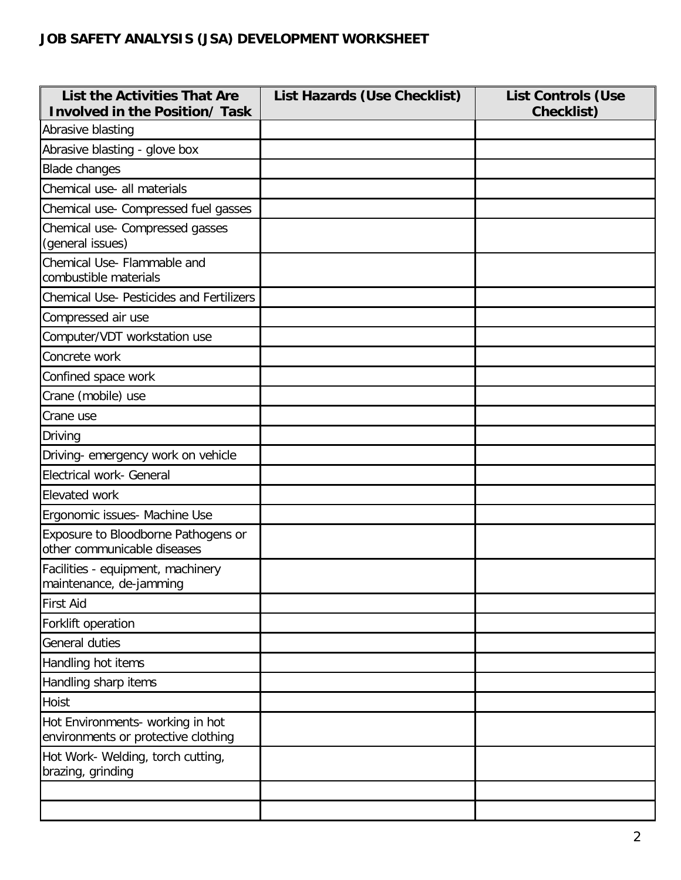**JOB SAFETY ANALYSIS (JSA) DEVELOPMENT WORKSHEET**

| List the Activities That Are Involved in the Position/ Task | List Hazards (Use Checklist) | List Controls (Use Checklist) |
|---|---|---|
| Abrasive blasting | | |
| Abrasive blasting - glove box | | |
| Blade changes | | |
| Chemical use- all materials | | |
| Chemical use- Compressed fuel gasses | | |
| Chemical use- Compressed gasses (general issues) | | |
| Chemical Use- Flammable and combustible materials | | |
| Chemical Use- Pesticides and Fertilizers | | |
| Compressed air use | | |
| Computer/VDT workstation use | | |
| Concrete work | | |
| Confined space work | | |
| Crane (mobile) use | | |
| Crane use | | |
| Driving | | |
| Driving- emergency work on vehicle | | |
| Electrical work- General | | |
| Elevated work | | |
| Ergonomic issues- Machine Use | | |
| Exposure to Bloodborne Pathogens or other communicable diseases | | |
| Facilities - equipment, machinery maintenance, de-jamming | | |
| First Aid | | |
| Forklift operation | | |
| General duties | | |
| Handling hot items | | |
| Handling sharp items | | |
| Hoist | | |
| Hot Environments- working in hot environments or protective clothing | | |
| Hot Work- Welding, torch cutting, brazing, grinding | | |
| | | |
| | | |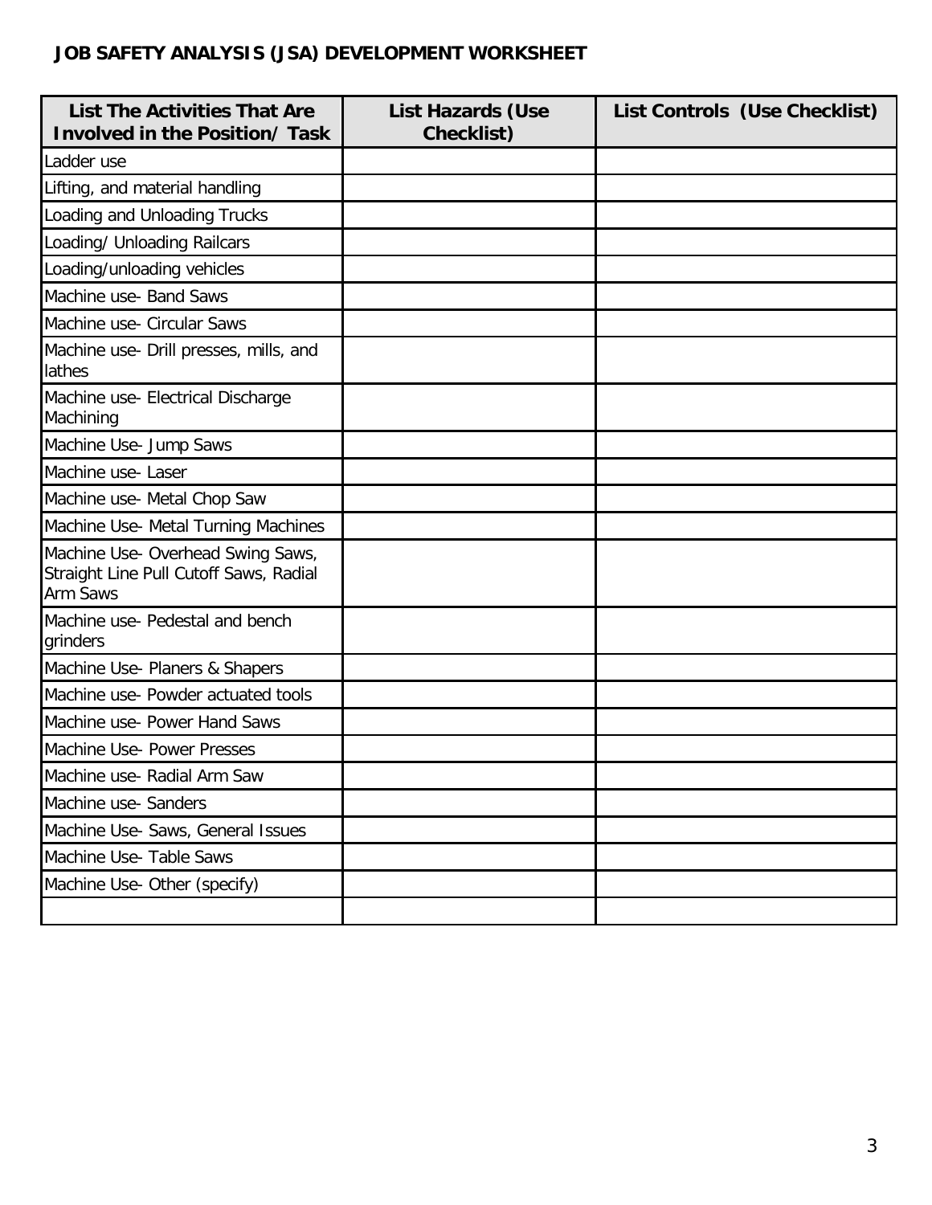**JOB SAFETY ANALYSIS (JSA) DEVELOPMENT WORKSHEET**

| List The Activities That Are Involved in the Position/ Task | List Hazards (Use Checklist) | List Controls (Use Checklist) |
|---|---|---|
| Ladder use | | |
| Lifting, and material handling | | |
| Loading and Unloading Trucks | | |
| Loading/ Unloading Railcars | | |
| Loading/unloading vehicles | | |
| Machine use- Band Saws | | |
| Machine use- Circular Saws | | |
| Machine use- Drill presses, mills, and lathes | | |
| Machine use- Electrical Discharge Machining | | |
| Machine Use- Jump Saws | | |
| Machine use- Laser | | |
| Machine use- Metal Chop Saw | | |
| Machine Use- Metal Turning Machines | | |
| Machine Use- Overhead Swing Saws, Straight Line Pull Cutoff Saws, Radial Arm Saws | | |
| Machine use- Pedestal and bench grinders | | |
| Machine Use- Planers & Shapers | | |
| Machine use- Powder actuated tools | | |
| Machine use- Power Hand Saws | | |
| Machine Use- Power Presses | | |
| Machine use- Radial Arm Saw | | |
| Machine use- Sanders | | |
| Machine Use- Saws, General Issues | | |
| Machine Use- Table Saws | | |
| Machine Use- Other (specify) | | |
| | | |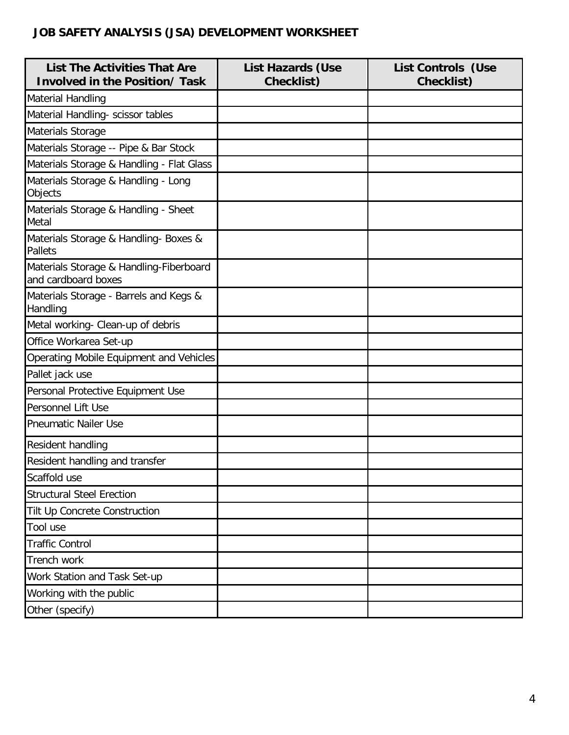## JOB SAFETY ANALYSIS (JSA) DEVELOPMENT WORKSHEET

| List The Activities That Are Involved in the Position/ Task | List Hazards (Use Checklist) | List Controls (Use Checklist) |
|---|---|---|
| Material Handling | | |
| Material Handling- scissor tables | | |
| Materials Storage | | |
| Materials Storage -- Pipe & Bar Stock | | |
| Materials Storage & Handling - Flat Glass | | |
| Materials Storage & Handling - Long Objects | | |
| Materials Storage & Handling - Sheet Metal | | |
| Materials Storage & Handling- Boxes & Pallets | | |
| Materials Storage & Handling-Fiberboard and cardboard boxes | | |
| Materials Storage - Barrels and Kegs & Handling | | |
| Metal working- Clean-up of debris | | |
| Office Workarea Set-up | | |
| Operating Mobile Equipment and Vehicles | | |
| Pallet jack use | | |
| Personal Protective Equipment Use | | |
| Personnel Lift Use | | |
| Pneumatic Nailer Use | | |
| Resident handling | | |
| Resident handling and transfer | | |
| Scaffold use | | |
| Structural Steel Erection | | |
| Tilt Up Concrete Construction | | |
| Tool use | | |
| Traffic Control | | |
| Trench work | | |
| Work Station and Task Set-up | | |
| Working with the public | | |
| Other (specify) | | |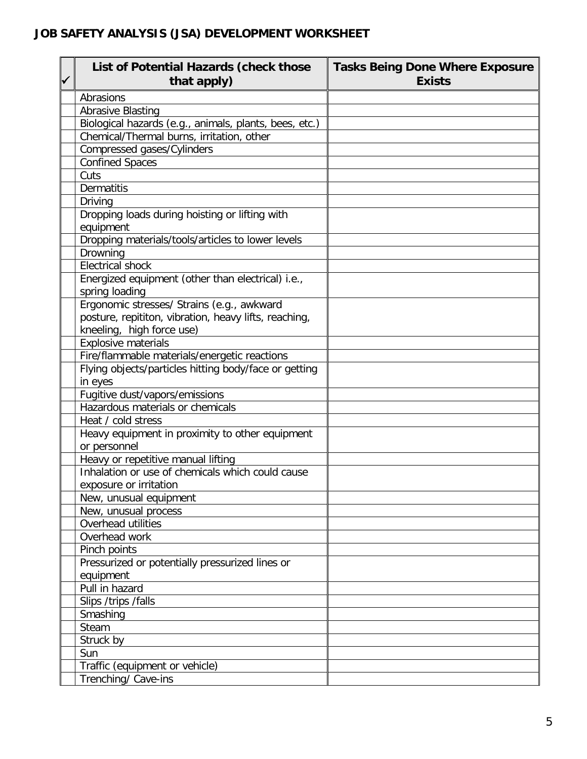## JOB SAFETY ANALYSIS (JSA) DEVELOPMENT WORKSHEET

| ✓ | List of Potential Hazards (check those that apply) | Tasks Being Done Where Exposure Exists |
|---|---|---|
| | Abrasions | |
| | Abrasive Blasting | |
| | Biological hazards (e.g., animals, plants, bees, etc.) | |
| | Chemical/Thermal burns, irritation, other | |
| | Compressed gases/Cylinders | |
| | Confined Spaces | |
| | Cuts | |
| | Dermatitis | |
| | Driving | |
| | Dropping loads during hoisting or lifting with equipment | |
| | Dropping materials/tools/articles to lower levels | |
| | Drowning | |
| | Electrical shock | |
| | Energized equipment (other than electrical) i.e., spring loading | |
| | Ergonomic stresses/ Strains (e.g., awkward posture, repititon, vibration, heavy lifts, reaching, kneeling, high force use) | |
| | Explosive materials | |
| | Fire/flammable materials/energetic reactions | |
| | Flying objects/particles hitting body/face or getting in eyes | |
| | Fugitive dust/vapors/emissions | |
| | Hazardous materials or chemicals | |
| | Heat / cold stress | |
| | Heavy equipment in proximity to other equipment or personnel | |
| | Heavy or repetitive manual lifting | |
| | Inhalation or use of chemicals which could cause exposure or irritation | |
| | New, unusual equipment | |
| | New, unusual process | |
| | Overhead utilities | |
| | Overhead work | |
| | Pinch points | |
| | Pressurized or potentially pressurized lines or equipment | |
| | Pull in hazard | |
| | Slips /trips /falls | |
| | Smashing | |
| | Steam | |
| | Struck by | |
| | Sun | |
| | Traffic (equipment or vehicle) | |
| | Trenching/ Cave-ins | |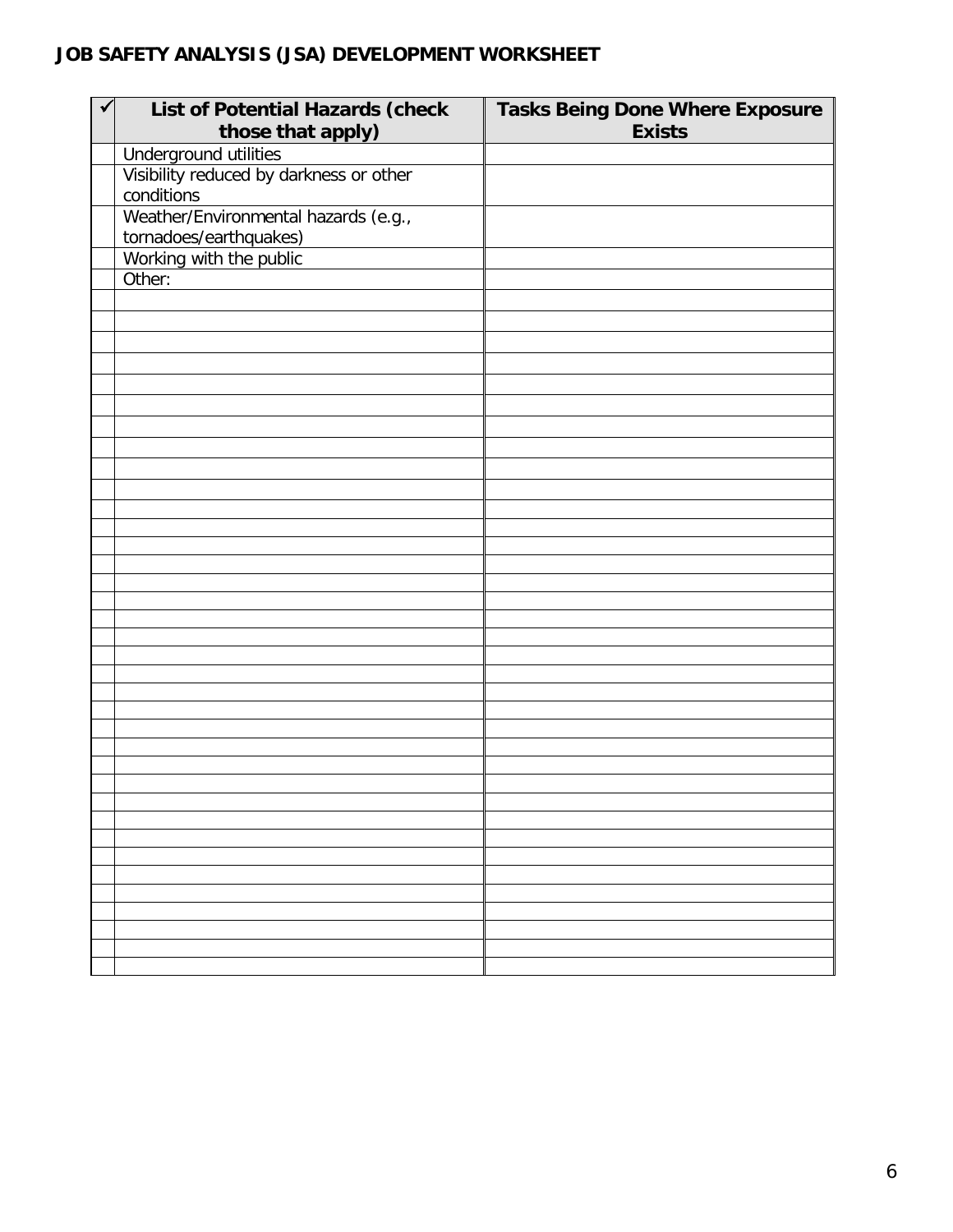**JOB SAFETY ANALYSIS (JSA) DEVELOPMENT WORKSHEET**

| ✓ | List of Potential Hazards (check those that apply) | Tasks Being Done Where Exposure Exists |
|---|---|---|
| | Underground utilities | |
| | Visibility reduced by darkness or other conditions | |
| | Weather/Environmental hazards (e.g., tornadoes/earthquakes) | |
| | Working with the public | |
| | Other: | |
| | | |
| | | |
| | | |
| | | |
| | | |
| | | |
| | | |
| | | |
| | | |
| | | |
| | | |
| | | |
| | | |
| | | |
| | | |
| | | |
| | | |
| | | |
| | | |
| | | |
| | | |
| | | |
| | | |
| | | |
| | | |
| | | |
| | | |
| | | |
| | | |
| | | |
| | | |
| | | |
| | | |
| | | |
| | | |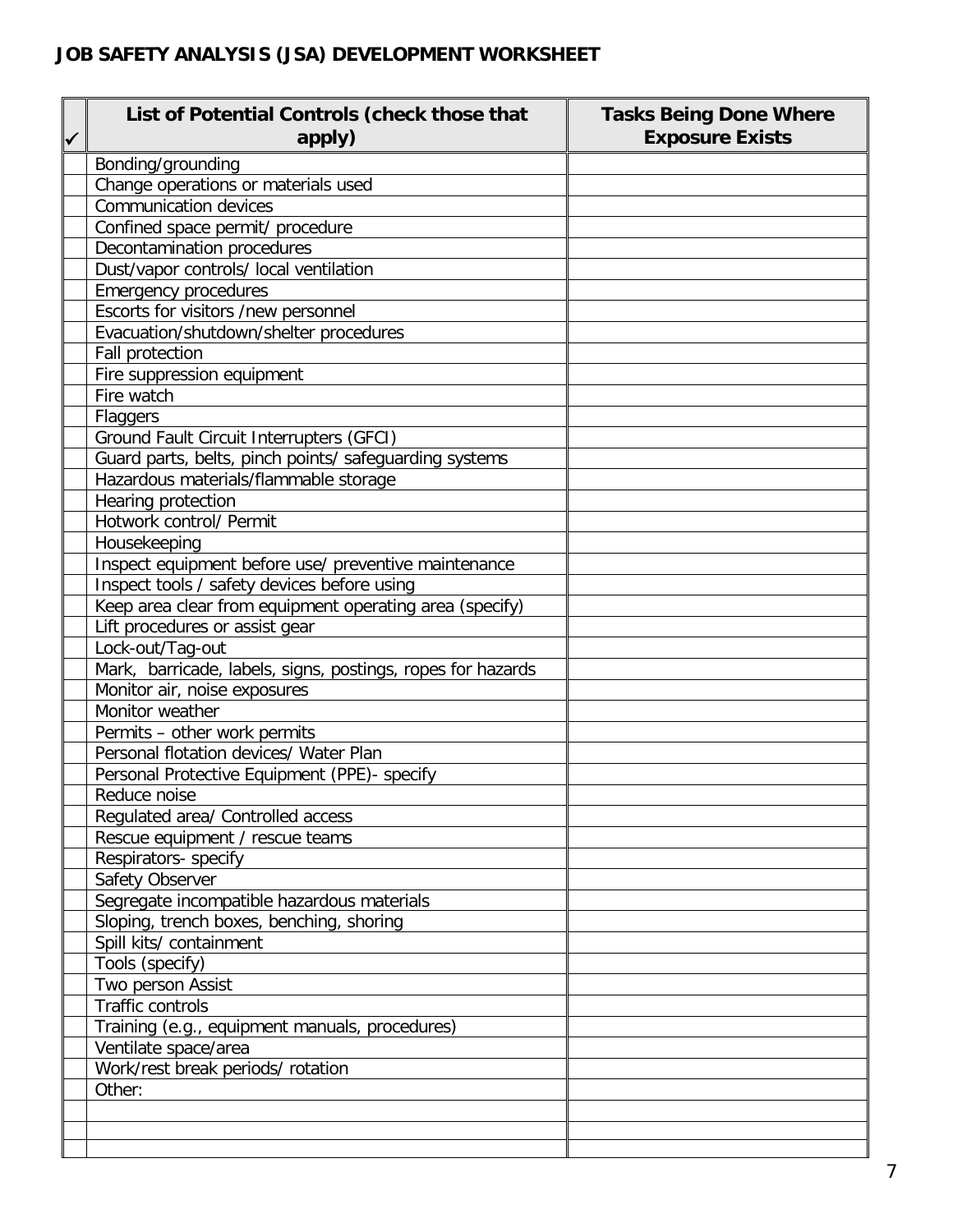## JOB SAFETY ANALYSIS (JSA) DEVELOPMENT WORKSHEET

| ✓ | List of Potential Controls (check those that apply) | Tasks Being Done Where Exposure Exists |
|---|---|---|
| | Bonding/grounding | |
| | Change operations or materials used | |
| | Communication devices | |
| | Confined space permit/ procedure | |
| | Decontamination procedures | |
| | Dust/vapor controls/ local ventilation | |
| | Emergency procedures | |
| | Escorts for visitors /new personnel | |
| | Evacuation/shutdown/shelter procedures | |
| | Fall protection | |
| | Fire suppression equipment | |
| | Fire watch | |
| | Flaggers | |
| | Ground Fault Circuit Interrupters (GFCI) | |
| | Guard parts, belts, pinch points/ safeguarding systems | |
| | Hazardous materials/flammable storage | |
| | Hearing protection | |
| | Hotwork control/ Permit | |
| | Housekeeping | |
| | Inspect equipment before use/ preventive maintenance | |
| | Inspect tools / safety devices before using | |
| | Keep area clear from equipment operating area (specify) | |
| | Lift procedures or assist gear | |
| | Lock-out/Tag-out | |
| | Mark, barricade, labels, signs, postings, ropes for hazards | |
| | Monitor air, noise exposures | |
| | Monitor weather | |
| | Permits – other work permits | |
| | Personal flotation devices/ Water Plan | |
| | Personal Protective Equipment (PPE)- specify | |
| | Reduce noise | |
| | Regulated area/ Controlled access | |
| | Rescue equipment / rescue teams | |
| | Respirators- specify | |
| | Safety Observer | |
| | Segregate incompatible hazardous materials | |
| | Sloping, trench boxes, benching, shoring | |
| | Spill kits/ containment | |
| | Tools (specify) | |
| | Two person Assist | |
| | Traffic controls | |
| | Training (e.g., equipment manuals, procedures) | |
| | Ventilate space/area | |
| | Work/rest break periods/ rotation | |
| | Other: | |
| | | |
| | | |
| | | |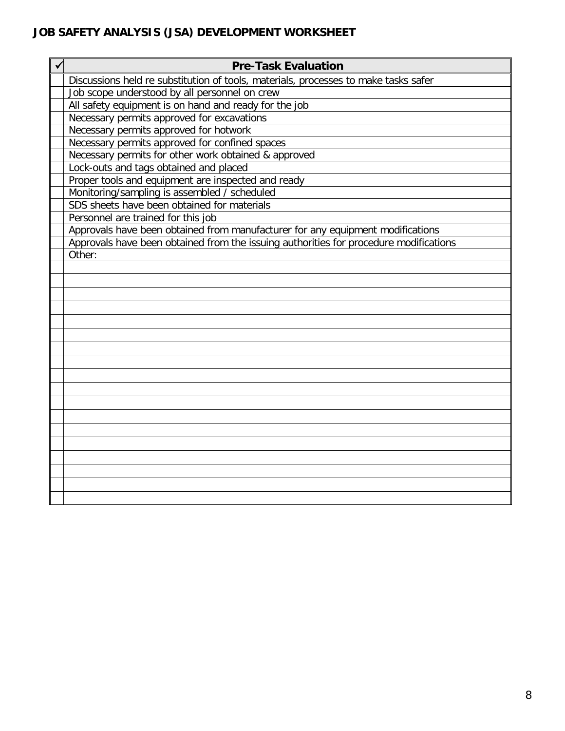## JOB SAFETY ANALYSIS (JSA) DEVELOPMENT WORKSHEET

| ✓ | Pre-Task Evaluation |
|---|---|
| | Discussions held re substitution of tools, materials, processes to make tasks safer |
| | Job scope understood by all personnel on crew |
| | All safety equipment is on hand and ready for the job |
| | Necessary permits approved for excavations |
| | Necessary permits approved for hotwork |
| | Necessary permits approved for confined spaces |
| | Necessary permits for other work obtained & approved |
| | Lock-outs and tags obtained and placed |
| | Proper tools and equipment are inspected and ready |
| | Monitoring/sampling is assembled / scheduled |
| | SDS sheets have been obtained for materials |
| | Personnel are trained for this job |
| | Approvals have been obtained from manufacturer for any equipment modifications |
| | Approvals have been obtained from the issuing authorities for procedure modifications |
| | Other: |
| | |
| | |
| | |
| | |
| | |
| | |
| | |
| | |
| | |
| | |
| | |
| | |
| | |
| | |
| | |
| | |
| | |
| | |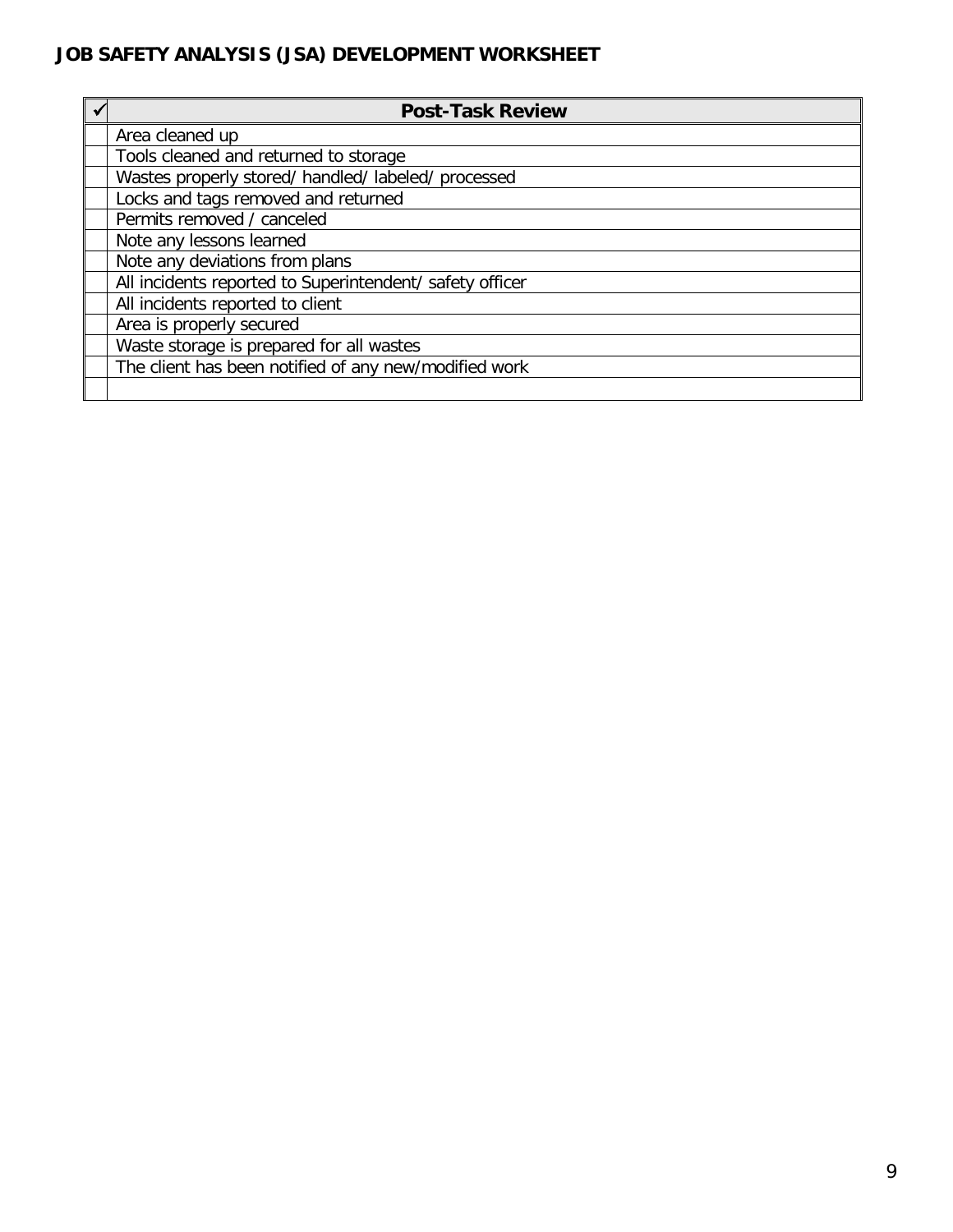## JOB SAFETY ANALYSIS (JSA) DEVELOPMENT WORKSHEET

| ✓ | Post-Task Review |
|---|---|
| | Area cleaned up |
| | Tools cleaned and returned to storage |
| | Wastes properly stored/ handled/ labeled/ processed |
| | Locks and tags removed and returned |
| | Permits removed / canceled |
| | Note any lessons learned |
| | Note any deviations from plans |
| | All incidents reported to Superintendent/ safety officer |
| | All incidents reported to client |
| | Area is properly secured |
| | Waste storage is prepared for all wastes |
| | The client has been notified of any new/modified work |
| | |